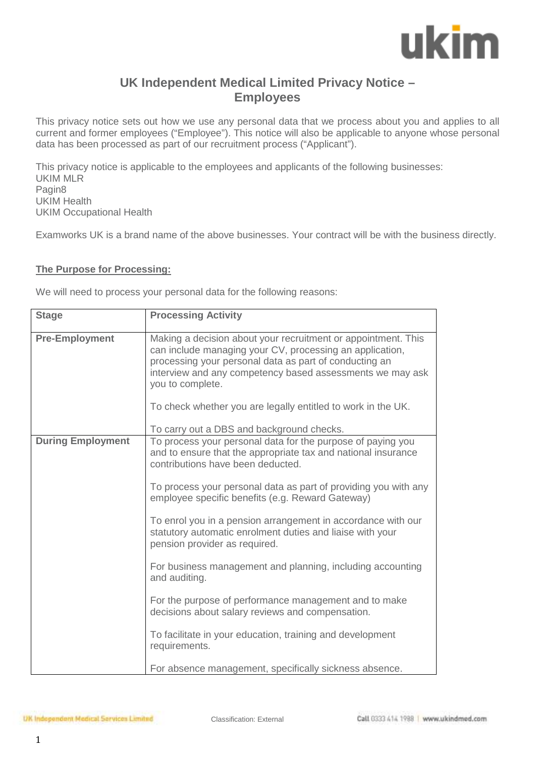# UK Independent Medical Limited Privacy Notice – Employees

This privacy notice sets out how we use any personal data that we process about you and applies to all current and former employees ("Employee"). This notice will also be applicable to anyone whose personal data has been processed as part of our recruitment process ("Applicant").

This privacy notice is applicable to the employees and applicants of the following businesses:
UKIM MLR
Pagin8
UKIM Health
UKIM Occupational Health

Examworks UK is a brand name of the above businesses. Your contract will be with the business directly.

**The Purpose for Processing:**

We will need to process your personal data for the following reasons:

| Stage | Processing Activity |
|---|---|
| **Pre-Employment** | Making a decision about your recruitment or appointment. This can include managing your CV, processing an application, processing your personal data as part of conducting an interview and any competency based assessments we may ask you to complete.<br><br>To check whether you are legally entitled to work in the UK.<br><br>To carry out a DBS and background checks. |
| **During Employment** | To process your personal data for the purpose of paying you and to ensure that the appropriate tax and national insurance contributions have been deducted.<br><br>To process your personal data as part of providing you with any employee specific benefits (e.g. Reward Gateway)<br><br>To enrol you in a pension arrangement in accordance with our statutory automatic enrolment duties and liaise with your pension provider as required.<br><br>For business management and planning, including accounting and auditing.<br><br>For the purpose of performance management and to make decisions about salary reviews and compensation.<br><br>To facilitate in your education, training and development requirements.<br><br>For absence management, specifically sickness absence. |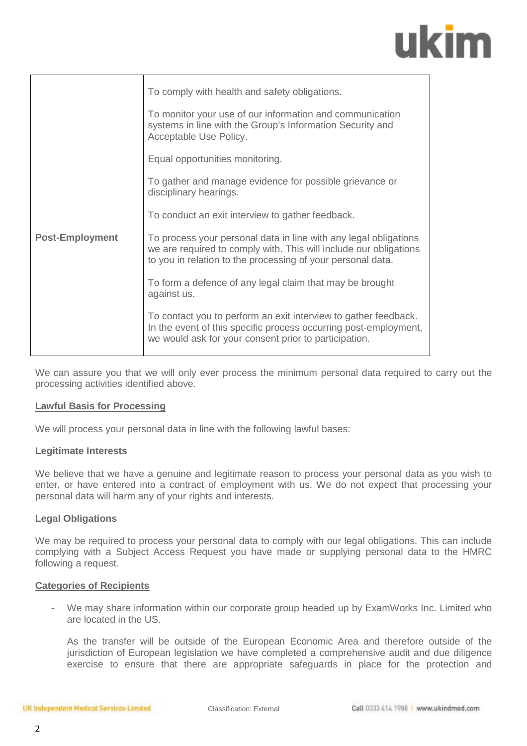| | |
|---|---|
| | To comply with health and safety obligations.<br><br>To monitor your use of our information and communication systems in line with the Group's Information Security and Acceptable Use Policy.<br><br>Equal opportunities monitoring.<br><br>To gather and manage evidence for possible grievance or disciplinary hearings.<br><br>To conduct an exit interview to gather feedback. |
| **Post-Employment** | To process your personal data in line with any legal obligations we are required to comply with. This will include our obligations to you in relation to the processing of your personal data.<br><br>To form a defence of any legal claim that may be brought against us.<br><br>To contact you to perform an exit interview to gather feedback. In the event of this specific process occurring post-employment, we would ask for your consent prior to participation. |

We can assure you that we will only ever process the minimum personal data required to carry out the processing activities identified above.

## Lawful Basis for Processing

We will process your personal data in line with the following lawful bases:

### Legitimate Interests

We believe that we have a genuine and legitimate reason to process your personal data as you wish to enter, or have entered into a contract of employment with us. We do not expect that processing your personal data will harm any of your rights and interests.

### Legal Obligations

We may be required to process your personal data to comply with our legal obligations. This can include complying with a Subject Access Request you have made or supplying personal data to the HMRC following a request.

## Categories of Recipients

- We may share information within our corporate group headed up by ExamWorks Inc. Limited who are located in the US.

  As the transfer will be outside of the European Economic Area and therefore outside of the jurisdiction of European legislation we have completed a comprehensive audit and due diligence exercise to ensure that there are appropriate safeguards in place for the protection and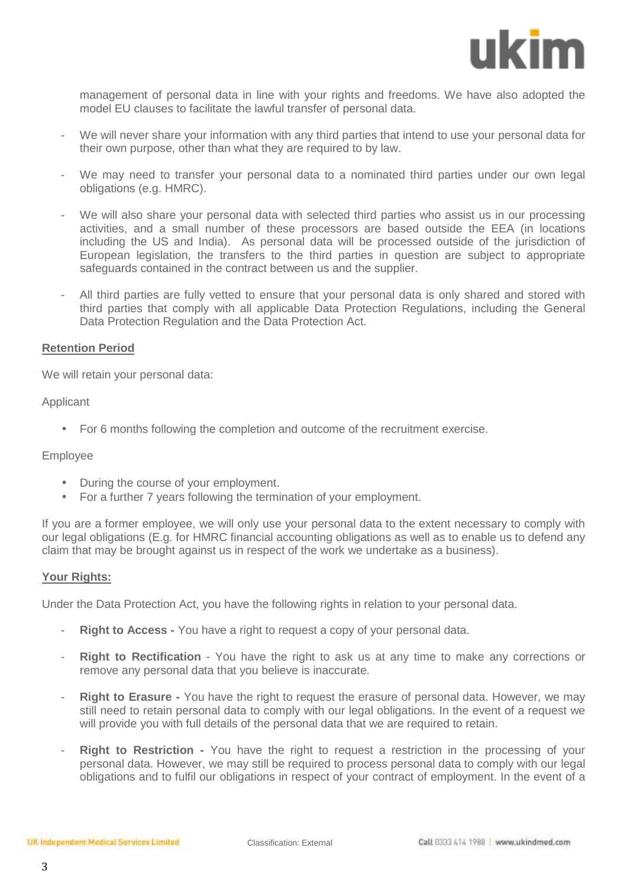management of personal data in line with your rights and freedoms. We have also adopted the model EU clauses to facilitate the lawful transfer of personal data.

- We will never share your information with any third parties that intend to use your personal data for their own purpose, other than what they are required to by law.
- We may need to transfer your personal data to a nominated third parties under our own legal obligations (e.g. HMRC).
- We will also share your personal data with selected third parties who assist us in our processing activities, and a small number of these processors are based outside the EEA (in locations including the US and India). As personal data will be processed outside of the jurisdiction of European legislation, the transfers to the third parties in question are subject to appropriate safeguards contained in the contract between us and the supplier.
- All third parties are fully vetted to ensure that your personal data is only shared and stored with third parties that comply with all applicable Data Protection Regulations, including the General Data Protection Regulation and the Data Protection Act.

**Retention Period**

We will retain your personal data:

Applicant

- For 6 months following the completion and outcome of the recruitment exercise.

Employee

- During the course of your employment.
- For a further 7 years following the termination of your employment.

If you are a former employee, we will only use your personal data to the extent necessary to comply with our legal obligations (E.g. for HMRC financial accounting obligations as well as to enable us to defend any claim that may be brought against us in respect of the work we undertake as a business).

**Your Rights:**

Under the Data Protection Act, you have the following rights in relation to your personal data.

- **Right to Access -** You have a right to request a copy of your personal data.
- **Right to Rectification** - You have the right to ask us at any time to make any corrections or remove any personal data that you believe is inaccurate.
- **Right to Erasure -** You have the right to request the erasure of personal data. However, we may still need to retain personal data to comply with our legal obligations. In the event of a request we will provide you with full details of the personal data that we are required to retain.
- **Right to Restriction -** You have the right to request a restriction in the processing of your personal data. However, we may still be required to process personal data to comply with our legal obligations and to fulfil our obligations in respect of your contract of employment. In the event of a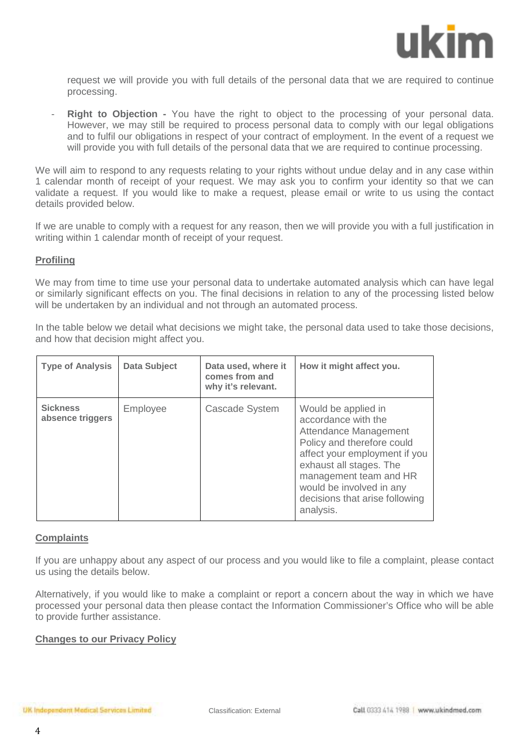request we will provide you with full details of the personal data that we are required to continue processing.

- **Right to Objection -** You have the right to object to the processing of your personal data. However, we may still be required to process personal data to comply with our legal obligations and to fulfil our obligations in respect of your contract of employment. In the event of a request we will provide you with full details of the personal data that we are required to continue processing.

We will aim to respond to any requests relating to your rights without undue delay and in any case within 1 calendar month of receipt of your request. We may ask you to confirm your identity so that we can validate a request. If you would like to make a request, please email or write to us using the contact details provided below.

If we are unable to comply with a request for any reason, then we will provide you with a full justification in writing within 1 calendar month of receipt of your request.

**Profiling**

We may from time to time use your personal data to undertake automated analysis which can have legal or similarly significant effects on you. The final decisions in relation to any of the processing listed below will be undertaken by an individual and not through an automated process.

In the table below we detail what decisions we might take, the personal data used to take those decisions, and how that decision might affect you.

| Type of Analysis | Data Subject | Data used, where it comes from and why it's relevant. | How it might affect you. |
|---|---|---|---|
| **Sickness absence triggers** | Employee | Cascade System | Would be applied in accordance with the Attendance Management Policy and therefore could affect your employment if you exhaust all stages. The management team and HR would be involved in any decisions that arise following analysis. |

**Complaints**

If you are unhappy about any aspect of our process and you would like to file a complaint, please contact us using the details below.

Alternatively, if you would like to make a complaint or report a concern about the way in which we have processed your personal data then please contact the Information Commissioner's Office who will be able to provide further assistance.

**Changes to our Privacy Policy**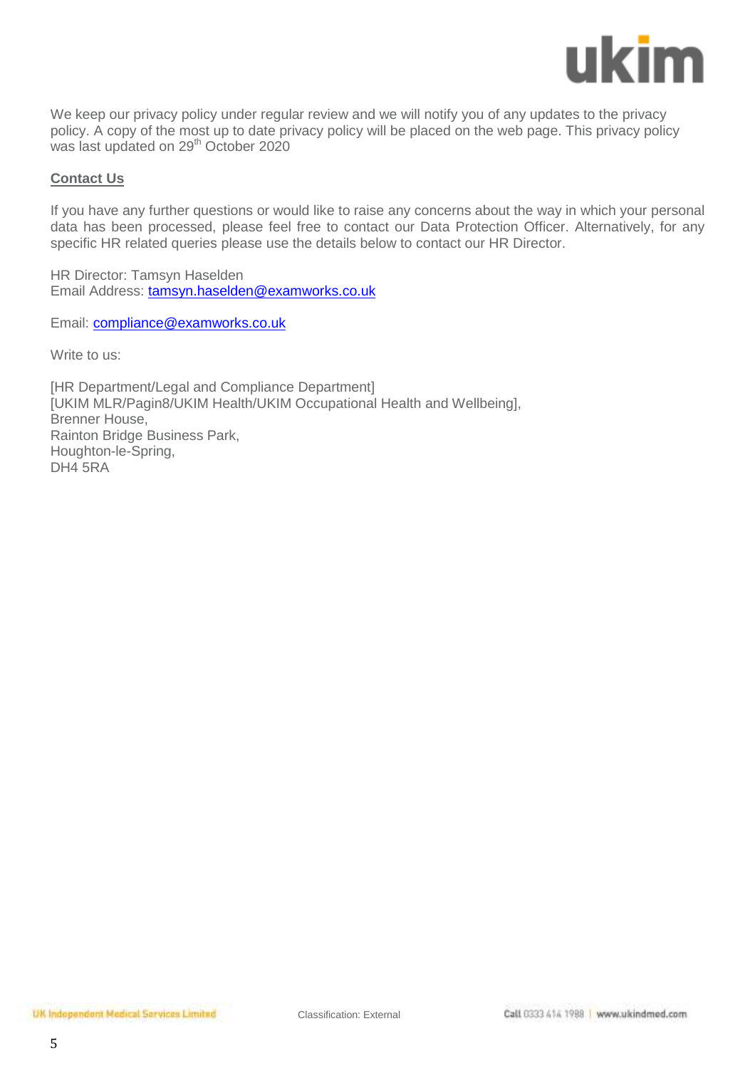We keep our privacy policy under regular review and we will notify you of any updates to the privacy policy. A copy of the most up to date privacy policy will be placed on the web page. This privacy policy was last updated on 29th October 2020

**Contact Us**

If you have any further questions or would like to raise any concerns about the way in which your personal data has been processed, please feel free to contact our Data Protection Officer. Alternatively, for any specific HR related queries please use the details below to contact our HR Director.

HR Director: Tamsyn Haselden
Email Address: tamsyn.haselden@examworks.co.uk

Email: compliance@examworks.co.uk

Write to us:

[HR Department/Legal and Compliance Department]
[UKIM MLR/Pagin8/UKIM Health/UKIM Occupational Health and Wellbeing],
Brenner House,
Rainton Bridge Business Park,
Houghton-le-Spring,
DH4 5RA